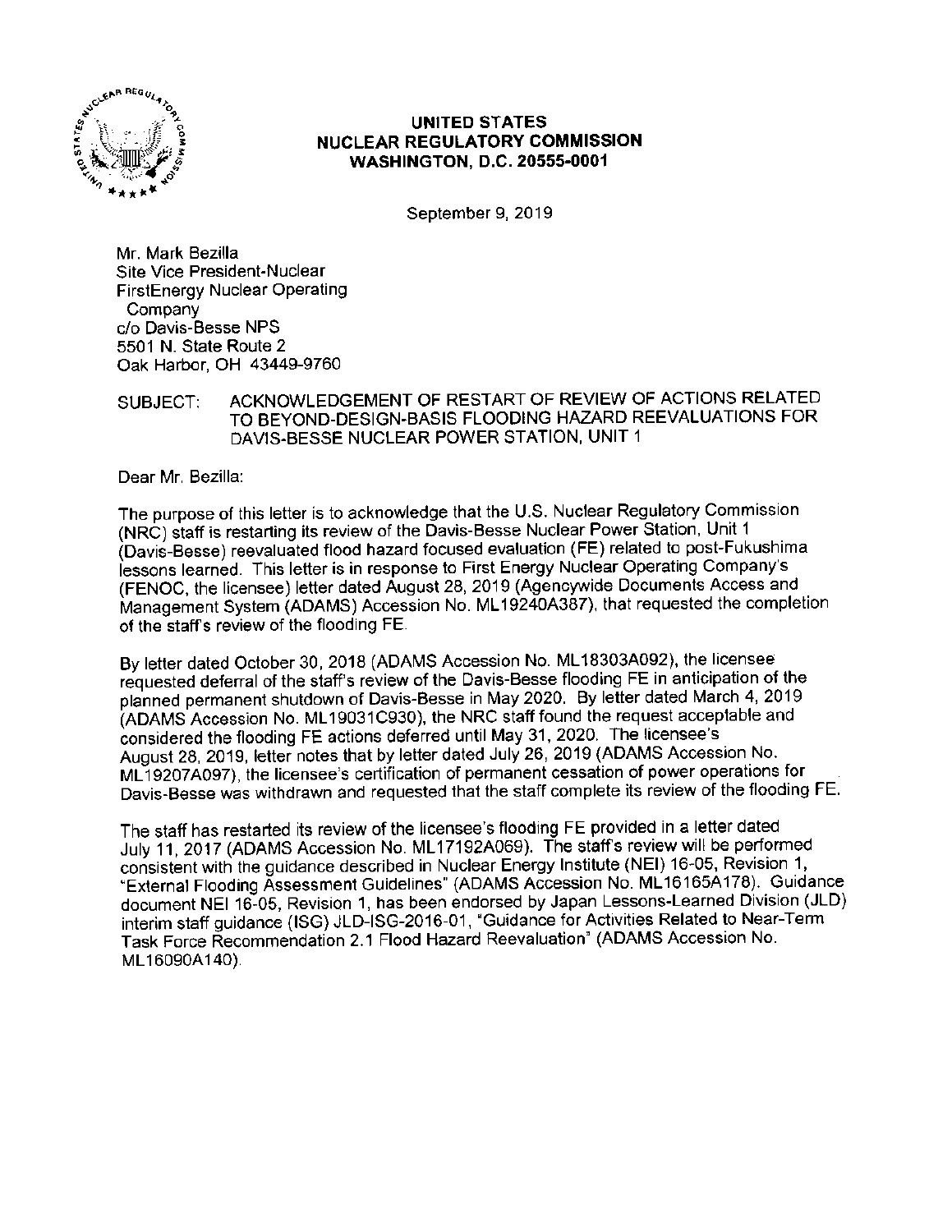**UNITED STATES**
**NUCLEAR REGULATORY COMMISSION**
**WASHINGTON, D.C. 20555-0001**

September 9, 2019

Mr. Mark Bezilla
Site Vice President-Nuclear
FirstEnergy Nuclear Operating
Company
c/o Davis-Besse NPS
5501 N. State Route 2
Oak Harbor, OH 43449-9760

SUBJECT: ACKNOWLEDGEMENT OF RESTART OF REVIEW OF ACTIONS RELATED TO BEYOND-DESIGN-BASIS FLOODING HAZARD REEVALUATIONS FOR DAVIS-BESSE NUCLEAR POWER STATION, UNIT 1

Dear Mr. Bezilla:

The purpose of this letter is to acknowledge that the U.S. Nuclear Regulatory Commission (NRC) staff is restarting its review of the Davis-Besse Nuclear Power Station, Unit 1 (Davis-Besse) reevaluated flood hazard focused evaluation (FE) related to post-Fukushima lessons learned. This letter is in response to First Energy Nuclear Operating Company's (FENOC, the licensee) letter dated August 28, 2019 (Agencywide Documents Access and Management System (ADAMS) Accession No. ML19240A387), that requested the completion of the staff's review of the flooding FE.

By letter dated October 30, 2018 (ADAMS Accession No. ML18303A092), the licensee requested deferral of the staff's review of the Davis-Besse flooding FE in anticipation of the planned permanent shutdown of Davis-Besse in May 2020. By letter dated March 4, 2019 (ADAMS Accession No. ML19031C930), the NRC staff found the request acceptable and considered the flooding FE actions deferred until May 31, 2020. The licensee's August 28, 2019, letter notes that by letter dated July 26, 2019 (ADAMS Accession No. ML19207A097), the licensee's certification of permanent cessation of power operations for Davis-Besse was withdrawn and requested that the staff complete its review of the flooding FE.

The staff has restarted its review of the licensee's flooding FE provided in a letter dated July 11, 2017 (ADAMS Accession No. ML17192A069). The staff's review will be performed consistent with the guidance described in Nuclear Energy Institute (NEI) 16-05, Revision 1, "External Flooding Assessment Guidelines" (ADAMS Accession No. ML16165A178). Guidance document NEI 16-05, Revision 1, has been endorsed by Japan Lessons-Learned Division (JLD) interim staff guidance (ISG) JLD-ISG-2016-01, "Guidance for Activities Related to Near-Term Task Force Recommendation 2.1 Flood Hazard Reevaluation" (ADAMS Accession No. ML16090A140).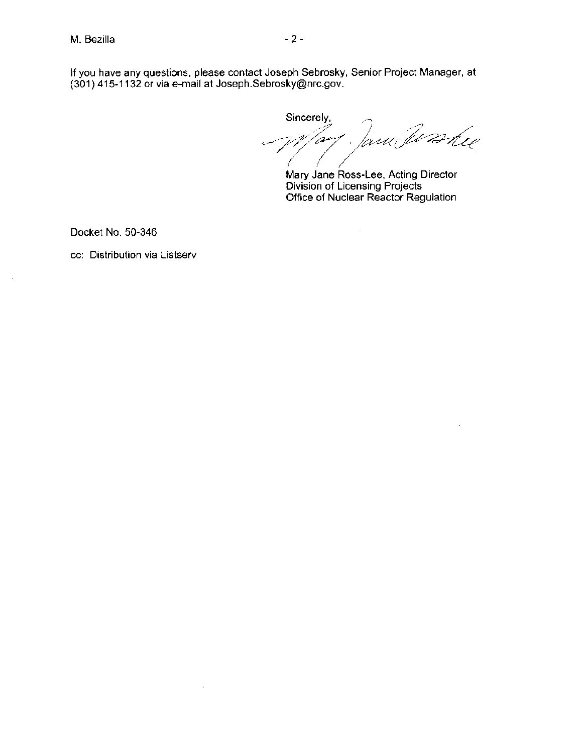If you have any questions, please contact Joseph Sebrosky, Senior Project Manager, at (301) 415-1132 or via e-mail at Joseph.Sebrosky@nrc.gov.

Sincerely,

Mary Jane Ross-Lee, Acting Director
Division of Licensing Projects
Office of Nuclear Reactor Regulation

Docket No. 50-346

cc: Distribution via Listserv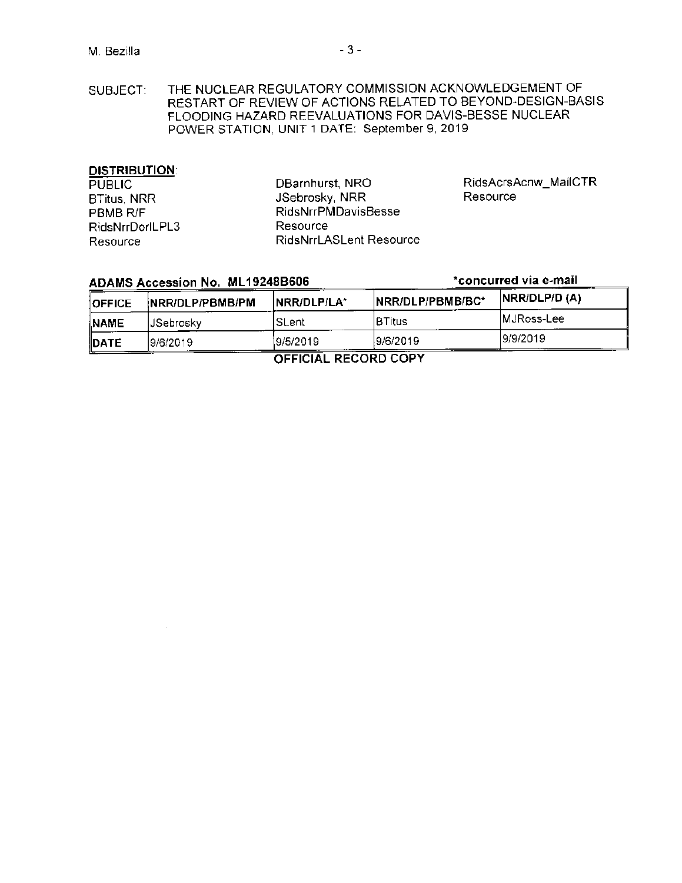SUBJECT: THE NUCLEAR REGULATORY COMMISSION ACKNOWLEDGEMENT OF RESTART OF REVIEW OF ACTIONS RELATED TO BEYOND-DESIGN-BASIS FLOODING HAZARD REEVALUATIONS FOR DAVIS-BESSE NUCLEAR POWER STATION, UNIT 1 DATE: September 9, 2019

**DISTRIBUTION**:
PUBLIC
BTitus, NRR
PBMB R/F
RidsNrrDorlLPL3 Resource
DBarnhurst, NRO
JSebrosky, NRR
RidsNrrPMDavisBesse Resource
RidsNrrLASLent Resource
RidsAcrsAcnw_MailCTR Resource

**ADAMS Accession No. ML19248B606** **\*concurred via e-mail**

| OFFICE | NRR/DLP/PBMB/PM | NRR/DLP/LA* | NRR/DLP/PBMB/BC* | NRR/DLP/D (A) |
|---|---|---|---|---|
| NAME | JSebrosky | SLent | BTitus | MJRoss-Lee |
| DATE | 9/6/2019 | 9/5/2019 | 9/6/2019 | 9/9/2019 |

**OFFICIAL RECORD COPY**